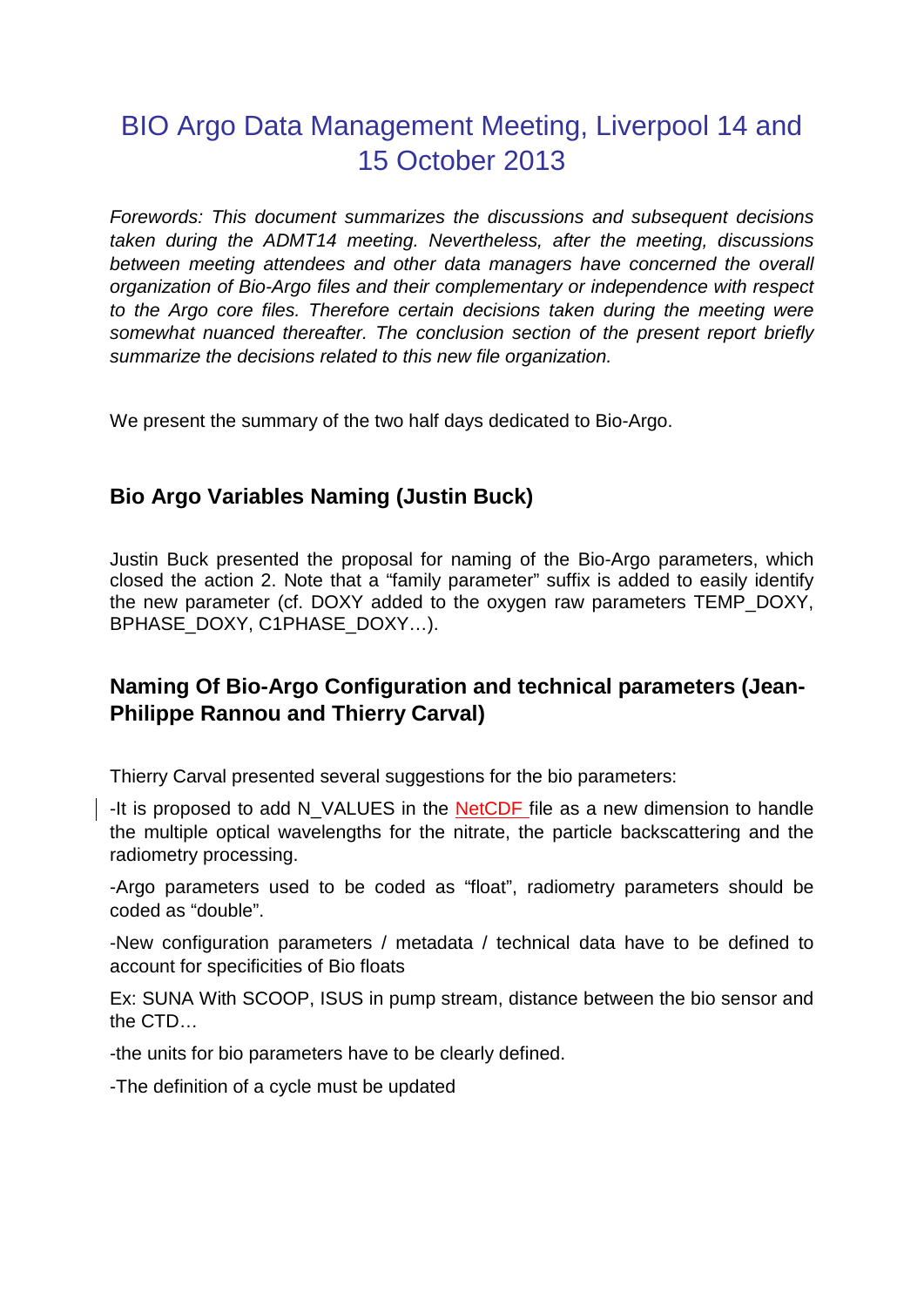# BIO Argo Data Management Meeting, Liverpool 14 and 15 October 2013

*Forewords: This document summarizes the discussions and subsequent decisions taken during the ADMT14 meeting. Nevertheless, after the meeting, discussions between meeting attendees and other data managers have concerned the overall organization of Bio-Argo files and their complementary or independence with respect to the Argo core files. Therefore certain decisions taken during the meeting were somewhat nuanced thereafter. The conclusion section of the present report briefly summarize the decisions related to this new file organization.*

We present the summary of the two half days dedicated to Bio-Argo.

## Bio Argo Variables Naming (Justin Buck)

Justin Buck presented the proposal for naming of the Bio-Argo parameters, which closed the action 2. Note that a "family parameter" suffix is added to easily identify the new parameter (cf. DOXY added to the oxygen raw parameters TEMP_DOXY, BPHASE_DOXY, C1PHASE_DOXY…).

## Naming Of Bio-Argo Configuration and technical parameters (Jean-Philippe Rannou and Thierry Carval)

Thierry Carval presented several suggestions for the bio parameters:

-It is proposed to add N_VALUES in the NetCDF file as a new dimension to handle the multiple optical wavelengths for the nitrate, the particle backscattering and the radiometry processing.

-Argo parameters used to be coded as "float", radiometry parameters should be coded as "double".

-New configuration parameters / metadata / technical data have to be defined to account for specificities of Bio floats

Ex: SUNA With SCOOP, ISUS in pump stream, distance between the bio sensor and the CTD…

-the units for bio parameters have to be clearly defined.

-The definition of a cycle must be updated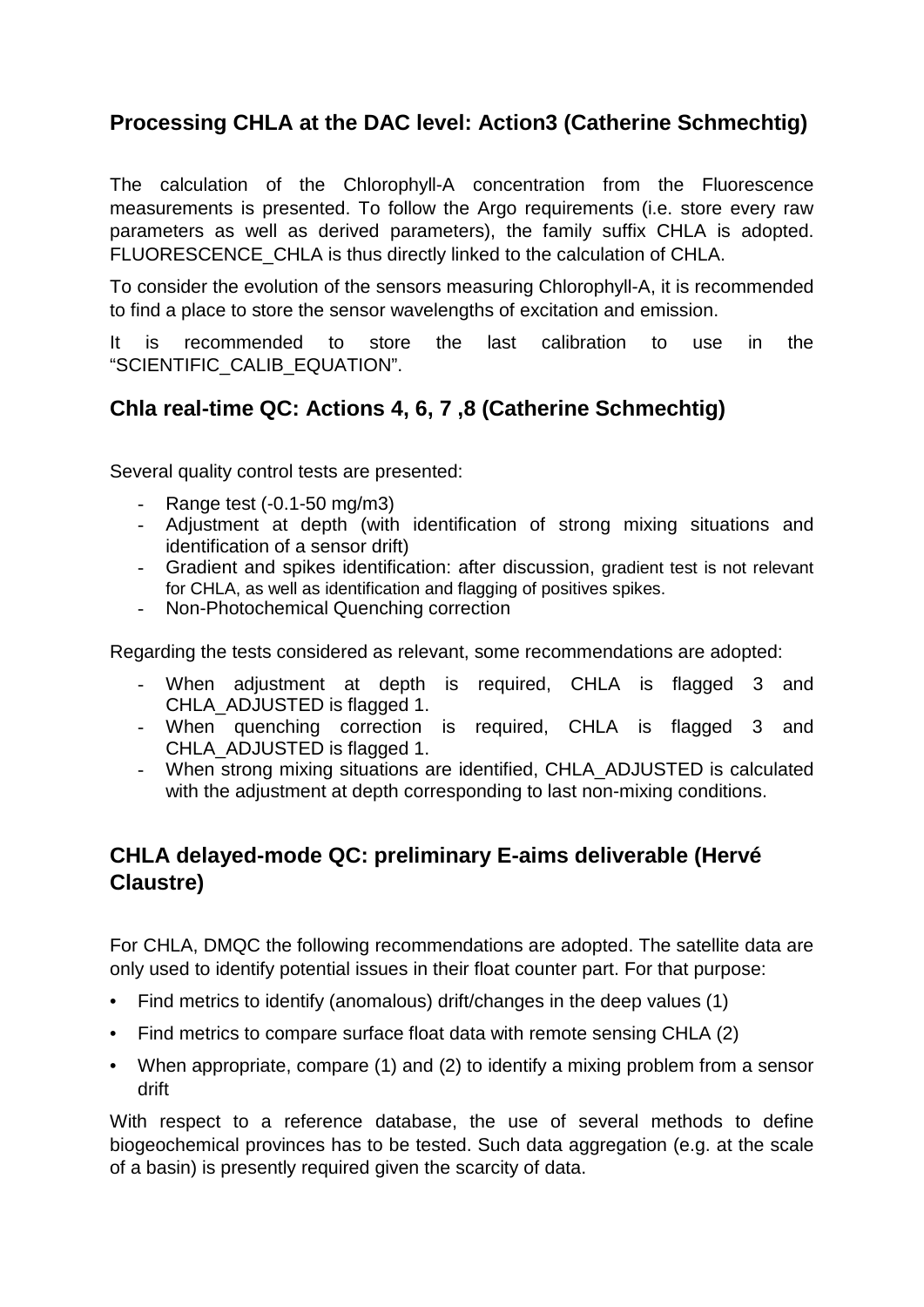## Processing CHLA at the DAC level: Action3 (Catherine Schmechtig)

The calculation of the Chlorophyll-A concentration from the Fluorescence measurements is presented. To follow the Argo requirements (i.e. store every raw parameters as well as derived parameters), the family suffix CHLA is adopted. FLUORESCENCE_CHLA is thus directly linked to the calculation of CHLA.

To consider the evolution of the sensors measuring Chlorophyll-A, it is recommended to find a place to store the sensor wavelengths of excitation and emission.

It is recommended to store the last calibration to use in the "SCIENTIFIC_CALIB_EQUATION".

## Chla real-time QC: Actions 4, 6, 7 ,8 (Catherine Schmechtig)

Several quality control tests are presented:

- Range test (-0.1-50 mg/m3)
- Adjustment at depth (with identification of strong mixing situations and identification of a sensor drift)
- Gradient and spikes identification: after discussion, gradient test is not relevant for CHLA, as well as identification and flagging of positives spikes.
- Non-Photochemical Quenching correction

Regarding the tests considered as relevant, some recommendations are adopted:

- When adjustment at depth is required, CHLA is flagged 3 and CHLA_ADJUSTED is flagged 1.
- When quenching correction is required, CHLA is flagged 3 and CHLA_ADJUSTED is flagged 1.
- When strong mixing situations are identified, CHLA_ADJUSTED is calculated with the adjustment at depth corresponding to last non-mixing conditions.

## CHLA delayed-mode QC: preliminary E-aims deliverable (Hervé Claustre)

For CHLA, DMQC the following recommendations are adopted. The satellite data are only used to identify potential issues in their float counter part. For that purpose:

- Find metrics to identify (anomalous) drift/changes in the deep values (1)
- Find metrics to compare surface float data with remote sensing CHLA (2)
- When appropriate, compare (1) and (2) to identify a mixing problem from a sensor drift

With respect to a reference database, the use of several methods to define biogeochemical provinces has to be tested. Such data aggregation (e.g. at the scale of a basin) is presently required given the scarcity of data.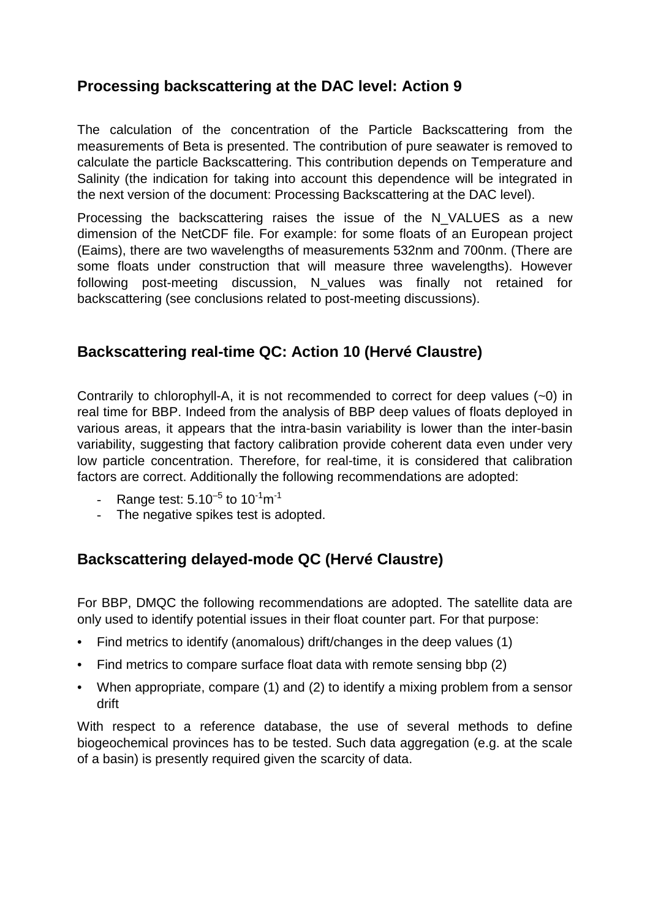## Processing backscattering at the DAC level: Action 9

The calculation of the concentration of the Particle Backscattering from the measurements of Beta is presented. The contribution of pure seawater is removed to calculate the particle Backscattering. This contribution depends on Temperature and Salinity (the indication for taking into account this dependence will be integrated in the next version of the document: Processing Backscattering at the DAC level).

Processing the backscattering raises the issue of the N_VALUES as a new dimension of the NetCDF file. For example: for some floats of an European project (Eaims), there are two wavelengths of measurements 532nm and 700nm. (There are some floats under construction that will measure three wavelengths). However following post-meeting discussion, N_values was finally not retained for backscattering (see conclusions related to post-meeting discussions).

## Backscattering real-time QC: Action 10 (Hervé Claustre)

Contrarily to chlorophyll-A, it is not recommended to correct for deep values (~0) in real time for BBP. Indeed from the analysis of BBP deep values of floats deployed in various areas, it appears that the intra-basin variability is lower than the inter-basin variability, suggesting that factory calibration provide coherent data even under very low particle concentration. Therefore, for real-time, it is considered that calibration factors are correct. Additionally the following recommendations are adopted:

- Range test: $5.10^{-5}$ to $10^{-1}m^{-1}$
- The negative spikes test is adopted.

## Backscattering delayed-mode QC (Hervé Claustre)

For BBP, DMQC the following recommendations are adopted. The satellite data are only used to identify potential issues in their float counter part. For that purpose:

- Find metrics to identify (anomalous) drift/changes in the deep values (1)
- Find metrics to compare surface float data with remote sensing bbp (2)
- When appropriate, compare (1) and (2) to identify a mixing problem from a sensor drift

With respect to a reference database, the use of several methods to define biogeochemical provinces has to be tested. Such data aggregation (e.g. at the scale of a basin) is presently required given the scarcity of data.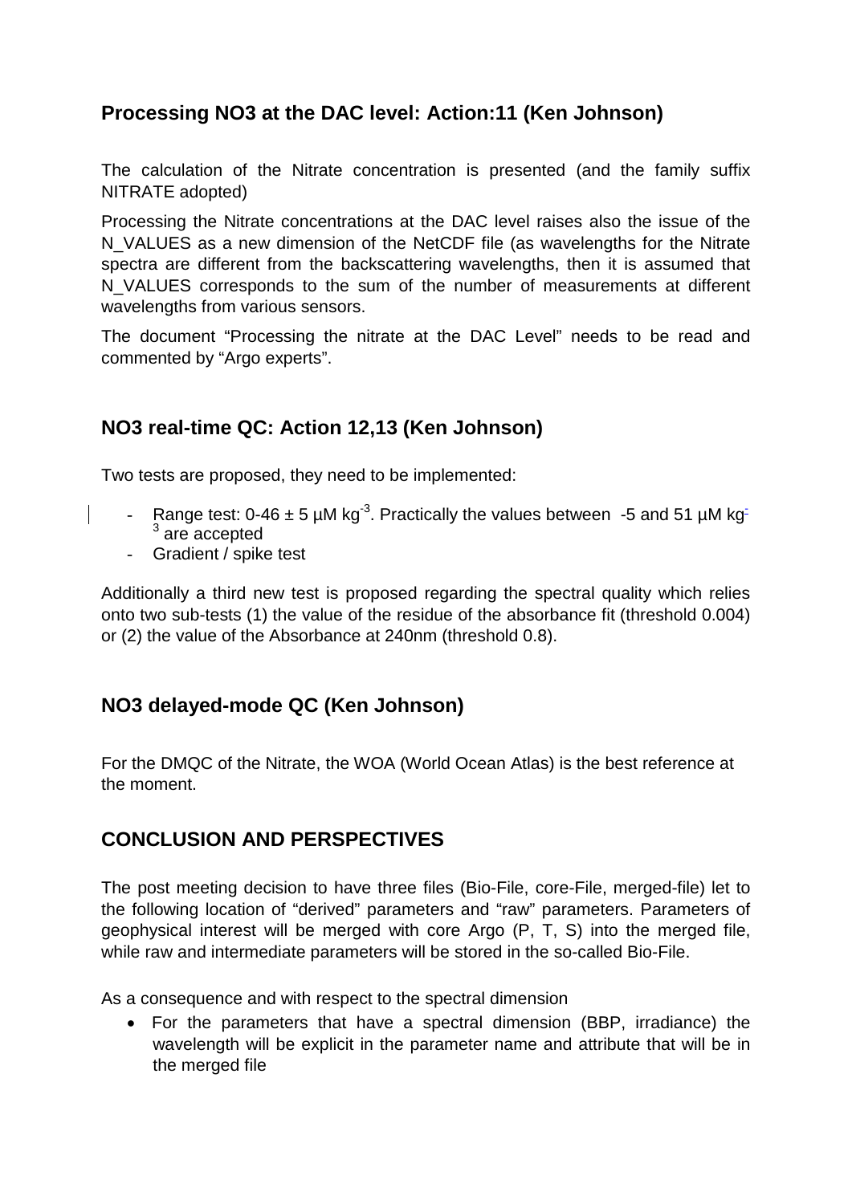## Processing NO3 at the DAC level: Action:11 (Ken Johnson)

The calculation of the Nitrate concentration is presented (and the family suffix NITRATE adopted)

Processing the Nitrate concentrations at the DAC level raises also the issue of the N_VALUES as a new dimension of the NetCDF file (as wavelengths for the Nitrate spectra are different from the backscattering wavelengths, then it is assumed that N_VALUES corresponds to the sum of the number of measurements at different wavelengths from various sensors.

The document "Processing the nitrate at the DAC Level" needs to be read and commented by "Argo experts".

## NO3 real-time QC: Action 12,13 (Ken Johnson)

Two tests are proposed, they need to be implemented:

- Range test: 0-46 ± 5 µM $kg^{-3}$. Practically the values between -5 and 51 µM $kg^{-3}$ are accepted
- Gradient / spike test

Additionally a third new test is proposed regarding the spectral quality which relies onto two sub-tests (1) the value of the residue of the absorbance fit (threshold 0.004) or (2) the value of the Absorbance at 240nm (threshold 0.8).

## NO3 delayed-mode QC (Ken Johnson)

For the DMQC of the Nitrate, the WOA (World Ocean Atlas) is the best reference at the moment.

## CONCLUSION AND PERSPECTIVES

The post meeting decision to have three files (Bio-File, core-File, merged-file) let to the following location of "derived" parameters and "raw" parameters. Parameters of geophysical interest will be merged with core Argo (P, T, S) into the merged file, while raw and intermediate parameters will be stored in the so-called Bio-File.

As a consequence and with respect to the spectral dimension

- For the parameters that have a spectral dimension (BBP, irradiance) the wavelength will be explicit in the parameter name and attribute that will be in the merged file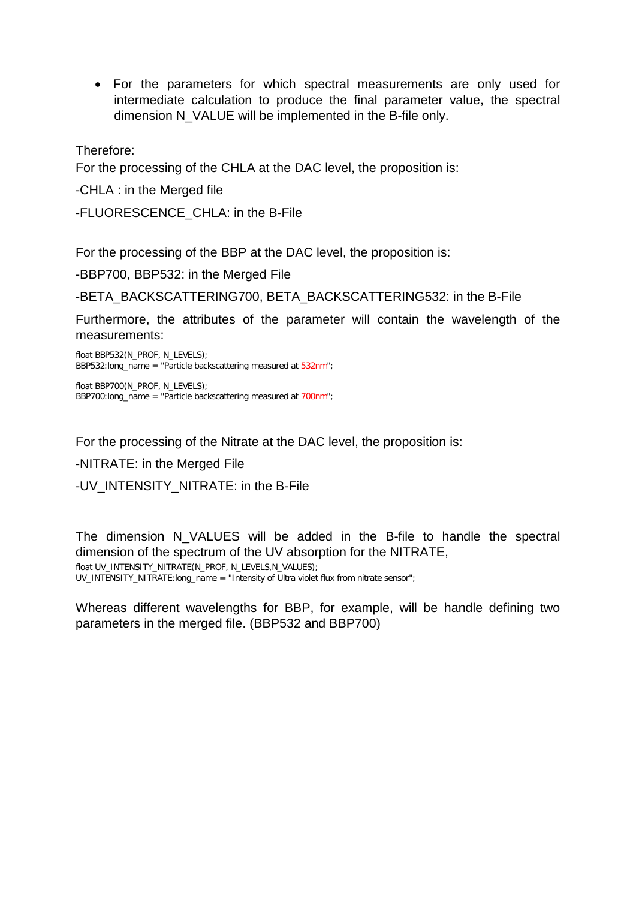- For the parameters for which spectral measurements are only used for intermediate calculation to produce the final parameter value, the spectral dimension N_VALUE will be implemented in the B-file only.

Therefore:

For the processing of the CHLA at the DAC level, the proposition is:

-CHLA : in the Merged file

-FLUORESCENCE_CHLA: in the B-File

For the processing of the BBP at the DAC level, the proposition is:

-BBP700, BBP532: in the Merged File

-BETA_BACKSCATTERING700, BETA_BACKSCATTERING532: in the B-File

Furthermore, the attributes of the parameter will contain the wavelength of the measurements:

```
float BBP532(N_PROF, N_LEVELS);
BBP532:long_name = "Particle backscattering measured at 532nm";

float BBP700(N_PROF, N_LEVELS);
BBP700:long_name = "Particle backscattering measured at 700nm";
```

For the processing of the Nitrate at the DAC level, the proposition is:

-NITRATE: in the Merged File

-UV_INTENSITY_NITRATE: in the B-File

The dimension N_VALUES will be added in the B-file to handle the spectral dimension of the spectrum of the UV absorption for the NITRATE,

```
float UV_INTENSITY_NITRATE(N_PROF, N_LEVELS,N_VALUES);
UV_INTENSITY_NITRATE:long_name = "Intensity of Ultra violet flux from nitrate sensor";
```

Whereas different wavelengths for BBP, for example, will be handle defining two parameters in the merged file. (BBP532 and BBP700)